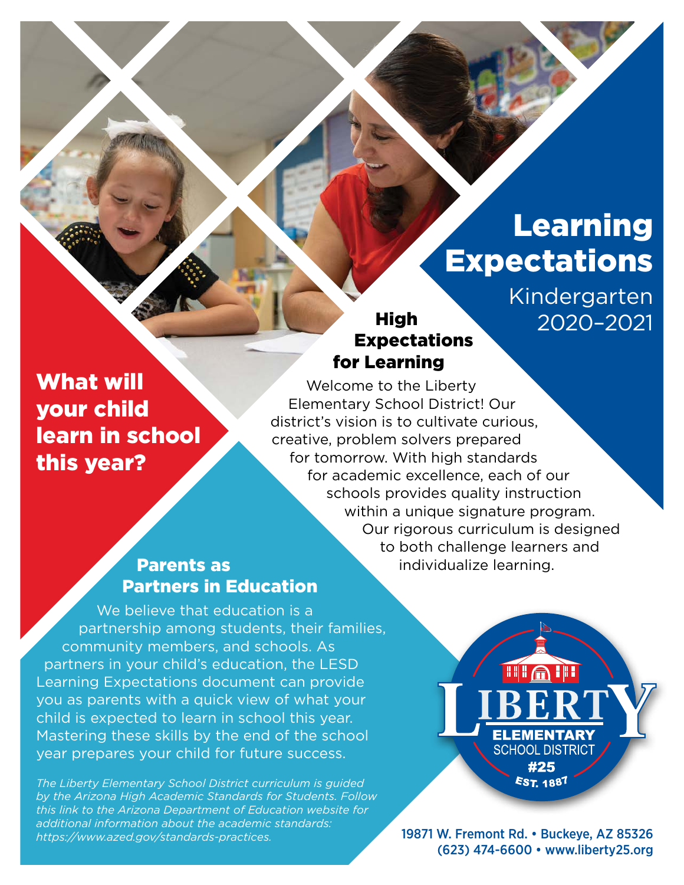# Learning Expectations

Kindergarten 2020–2021

## What will your child learn in school this year?

### High Expectations for Learning

Welcome to the Liberty Elementary School District! Our district's vision is to cultivate curious, creative, problem solvers prepared for tomorrow. With high standards for academic excellence, each of our schools provides quality instruction within a unique signature program. Our rigorous curriculum is designed to both challenge learners and individualize learning.

### Parents as Partners in Education

We believe that education is a partnership among students, their families, community members, and schools. As partners in your child's education, the LESD Learning Expectations document can provide you as parents with a quick view of what your child is expected to learn in school this year. Mastering these skills by the end of the school year prepares your child for future success.

*The Liberty Elementary School District curriculum is guided by the Arizona High Academic Standards for Students. Follow this link to the Arizona Department of Education website for additional information about the academic standards: https://www.azed.gov/standards-practices.*

LIBERTY ELEMENTARY SCHOOL DISTRICT #25
EST. 1887

19871 W. Fremont Rd. • Buckeye, AZ 85326
(623) 474-6600 • www.liberty25.org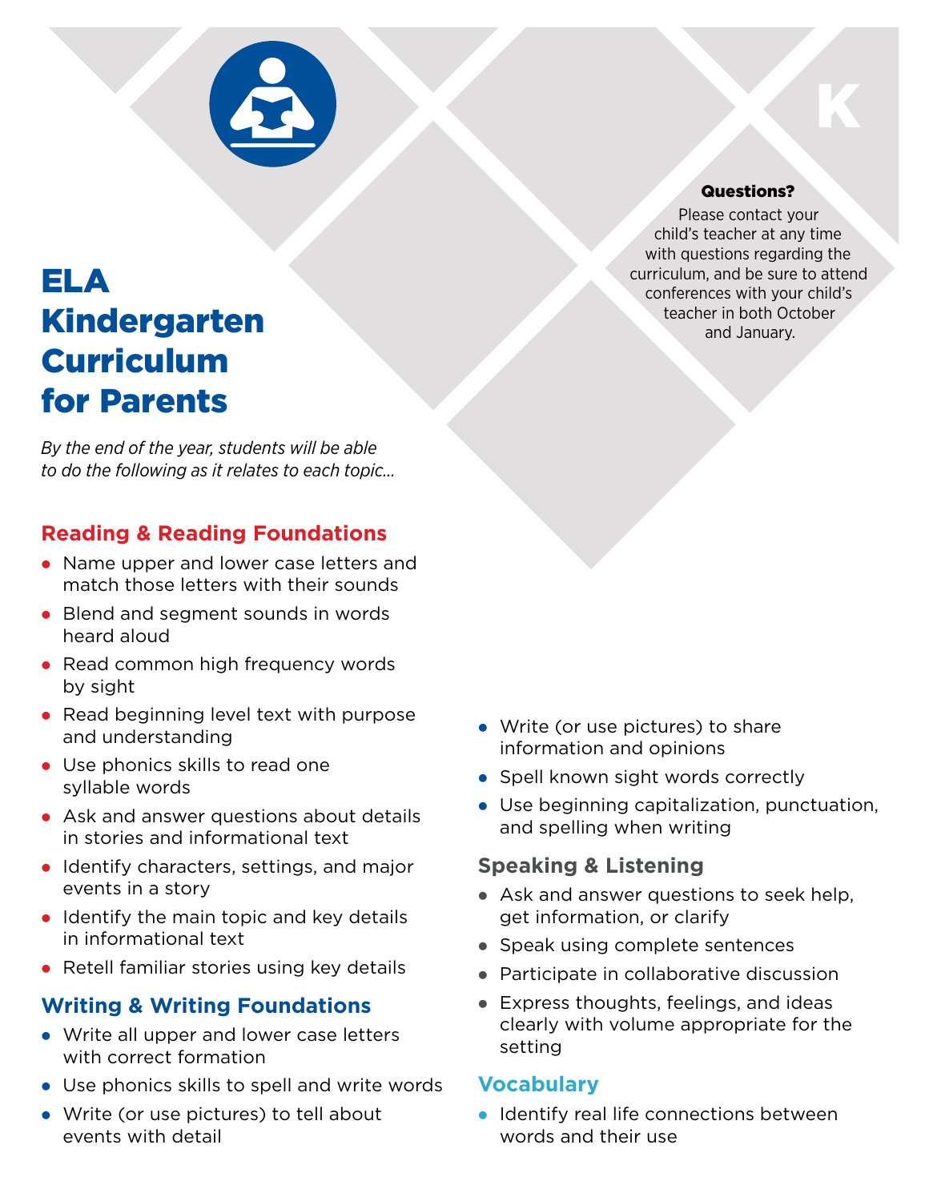K

# ELA Kindergarten Curriculum for Parents

**Questions?**

Please contact your child's teacher at any time with questions regarding the curriculum, and be sure to attend conferences with your child's teacher in both October and January.

*By the end of the year, students will be able to do the following as it relates to each topic...*

## Reading & Reading Foundations

- Name upper and lower case letters and match those letters with their sounds
- Blend and segment sounds in words heard aloud
- Read common high frequency words by sight
- Read beginning level text with purpose and understanding
- Use phonics skills to read one syllable words
- Ask and answer questions about details in stories and informational text
- Identify characters, settings, and major events in a story
- Identify the main topic and key details in informational text
- Retell familiar stories using key details

## Writing & Writing Foundations

- Write all upper and lower case letters with correct formation
- Use phonics skills to spell and write words
- Write (or use pictures) to tell about events with detail
- Write (or use pictures) to share information and opinions
- Spell known sight words correctly
- Use beginning capitalization, punctuation, and spelling when writing

## Speaking & Listening

- Ask and answer questions to seek help, get information, or clarify
- Speak using complete sentences
- Participate in collaborative discussion
- Express thoughts, feelings, and ideas clearly with volume appropriate for the setting

## Vocabulary

- Identify real life connections between words and their use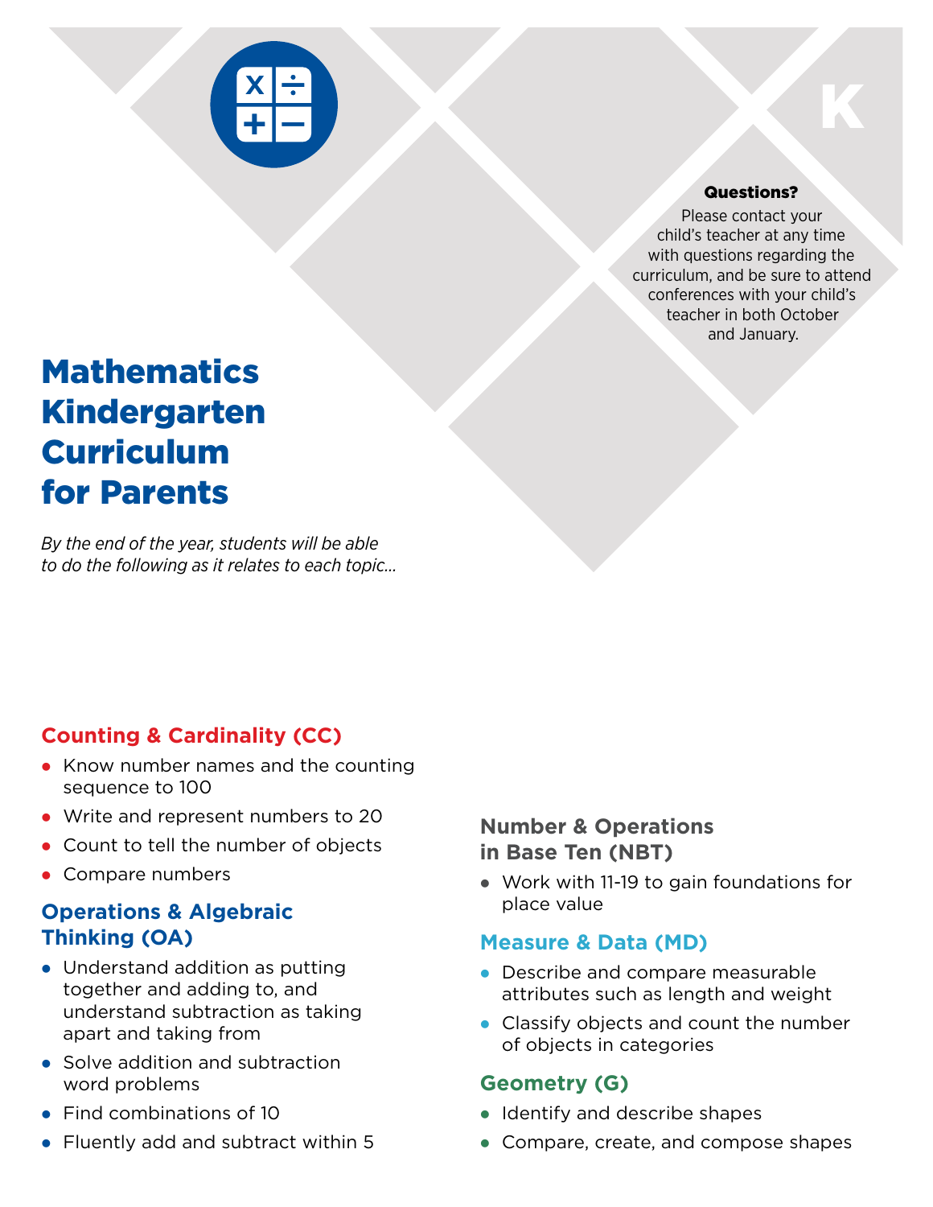K

**Questions?**

Please contact your child's teacher at any time with questions regarding the curriculum, and be sure to attend conferences with your child's teacher in both October and January.

# Mathematics Kindergarten Curriculum for Parents

*By the end of the year, students will be able to do the following as it relates to each topic...*

## Counting & Cardinality (CC)

- Know number names and the counting sequence to 100
- Write and represent numbers to 20
- Count to tell the number of objects
- Compare numbers

## Operations & Algebraic Thinking (OA)

- Understand addition as putting together and adding to, and understand subtraction as taking apart and taking from
- Solve addition and subtraction word problems
- Find combinations of 10
- Fluently add and subtract within 5

## Number & Operations in Base Ten (NBT)

- Work with 11-19 to gain foundations for place value

## Measure & Data (MD)

- Describe and compare measurable attributes such as length and weight
- Classify objects and count the number of objects in categories

## Geometry (G)

- Identify and describe shapes
- Compare, create, and compose shapes